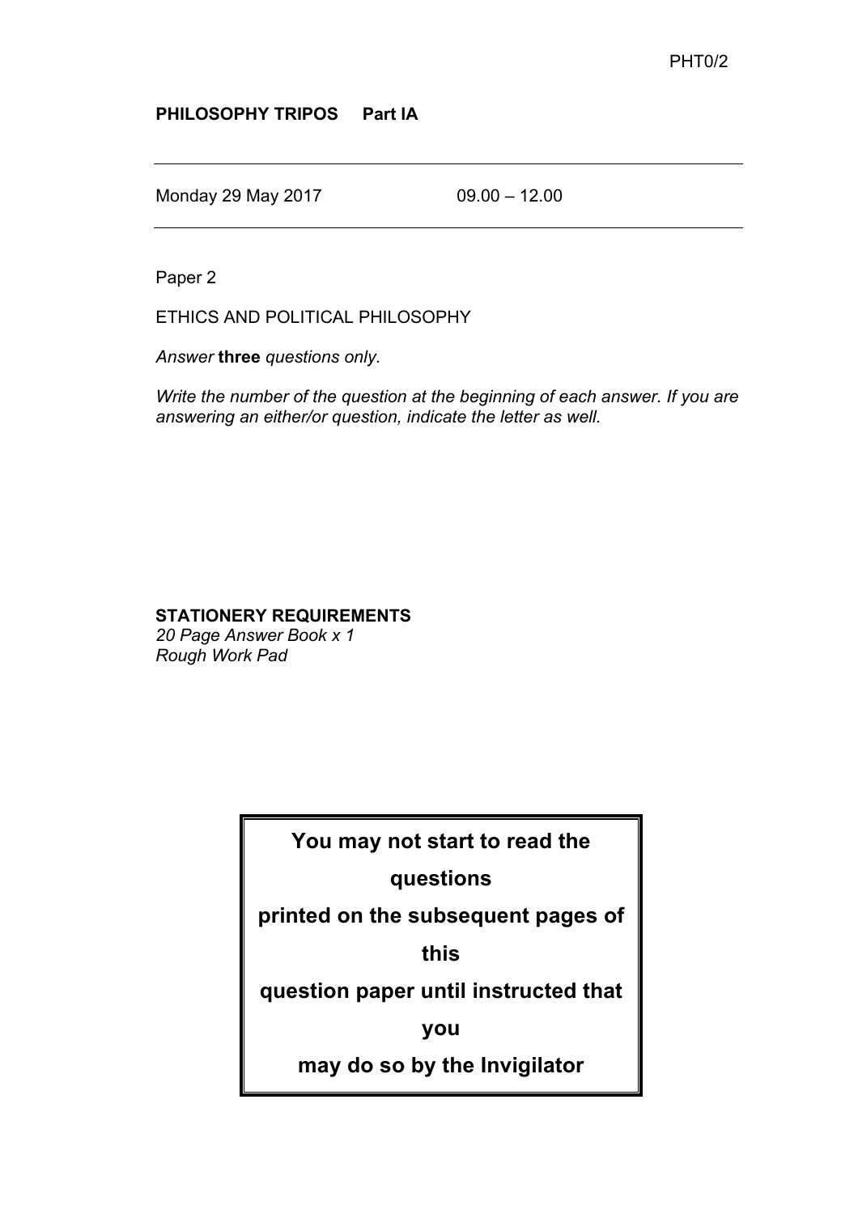PHT0/2

**PHILOSOPHY TRIPOS Part IA**

---

Monday 29 May 2017 09.00 – 12.00

---

Paper 2

ETHICS AND POLITICAL PHILOSOPHY

*Answer* **three** *questions only.*

*Write the number of the question at the beginning of each answer. If you are answering an either/or question, indicate the letter as well.*

**STATIONERY REQUIREMENTS**
*20 Page Answer Book x 1*
*Rough Work Pad*

**You may not start to read the questions printed on the subsequent pages of this question paper until instructed that you may do so by the Invigilator**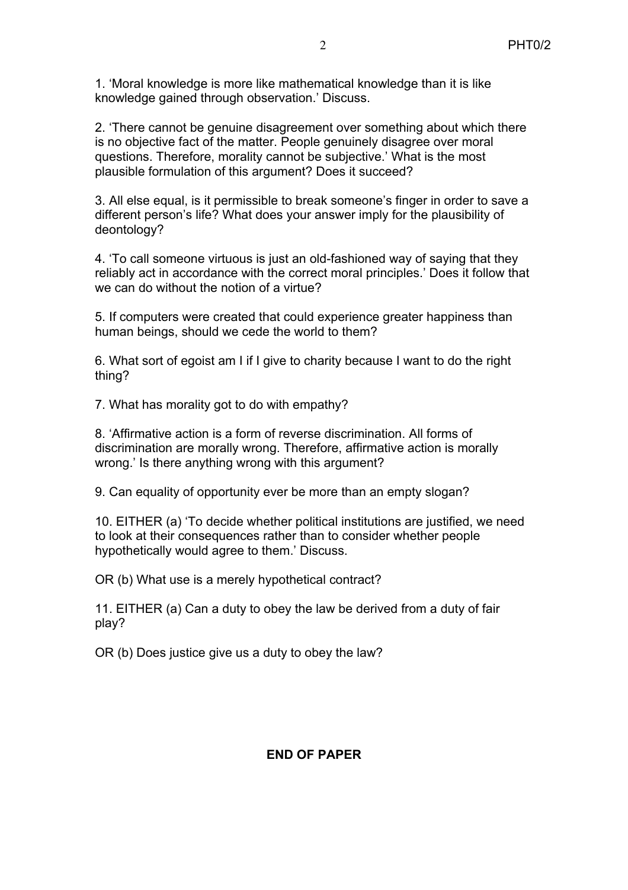1. ‘Moral knowledge is more like mathematical knowledge than it is like knowledge gained through observation.’ Discuss.

2. ‘There cannot be genuine disagreement over something about which there is no objective fact of the matter. People genuinely disagree over moral questions. Therefore, morality cannot be subjective.’ What is the most plausible formulation of this argument? Does it succeed?

3. All else equal, is it permissible to break someone’s finger in order to save a different person’s life? What does your answer imply for the plausibility of deontology?

4. ‘To call someone virtuous is just an old-fashioned way of saying that they reliably act in accordance with the correct moral principles.’ Does it follow that we can do without the notion of a virtue?

5. If computers were created that could experience greater happiness than human beings, should we cede the world to them?

6. What sort of egoist am I if I give to charity because I want to do the right thing?

7. What has morality got to do with empathy?

8. ‘Affirmative action is a form of reverse discrimination. All forms of discrimination are morally wrong. Therefore, affirmative action is morally wrong.’ Is there anything wrong with this argument?

9. Can equality of opportunity ever be more than an empty slogan?

10. EITHER (a) ‘To decide whether political institutions are justified, we need to look at their consequences rather than to consider whether people hypothetically would agree to them.’ Discuss.

OR (b) What use is a merely hypothetical contract?

11. EITHER (a) Can a duty to obey the law be derived from a duty of fair play?

OR (b) Does justice give us a duty to obey the law?

**END OF PAPER**